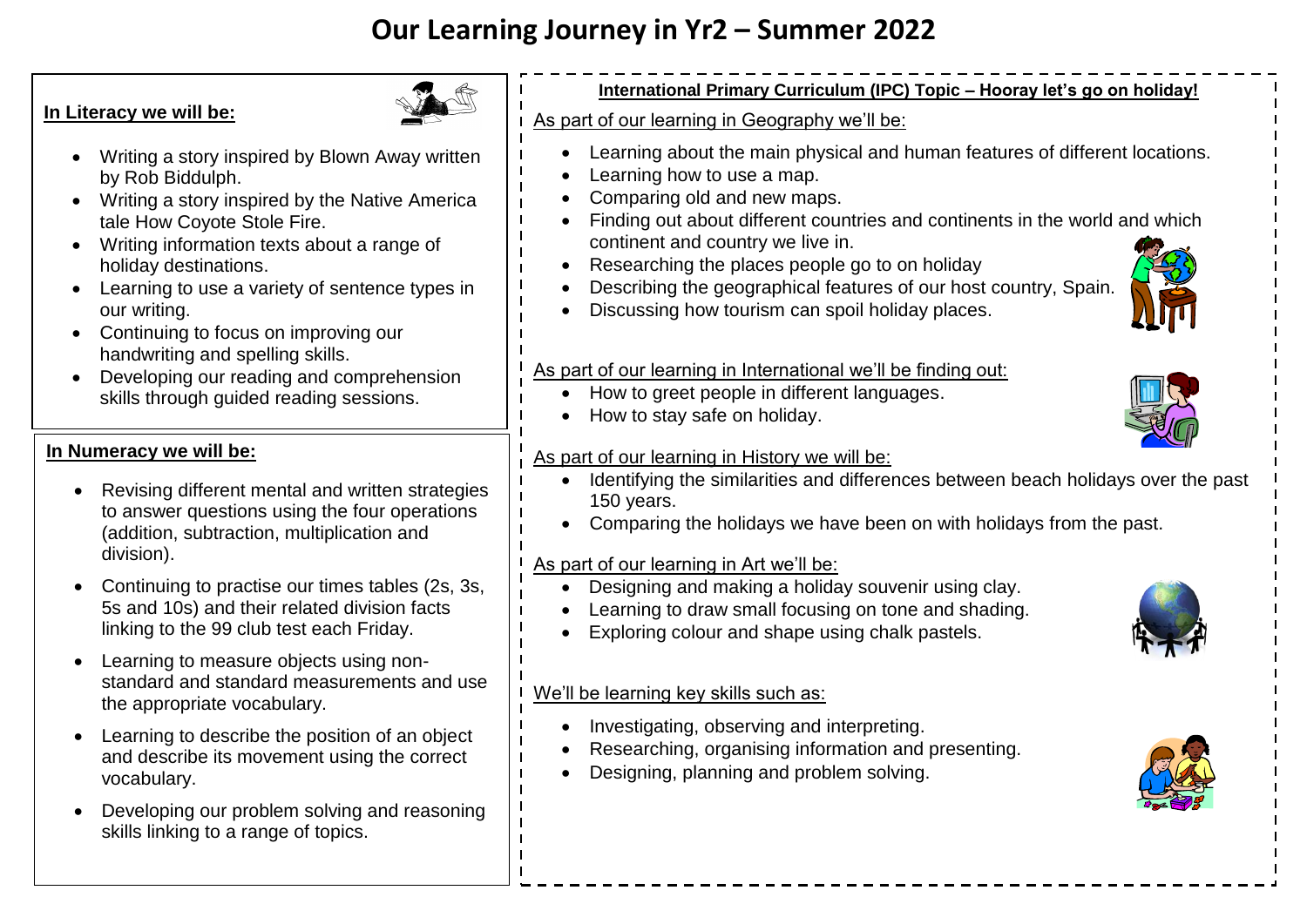# Our Learning Journey in Yr2 – Summer 2022

## In Literacy we will be:

- Writing a story inspired by Blown Away written by Rob Biddulph.
- Writing a story inspired by the Native America tale How Coyote Stole Fire.
- Writing information texts about a range of holiday destinations.
- Learning to use a variety of sentence types in our writing.
- Continuing to focus on improving our handwriting and spelling skills.
- Developing our reading and comprehension skills through guided reading sessions.

## In Numeracy we will be:

- Revising different mental and written strategies to answer questions using the four operations (addition, subtraction, multiplication and division).
- Continuing to practise our times tables (2s, 3s, 5s and 10s) and their related division facts linking to the 99 club test each Friday.
- Learning to measure objects using non-standard and standard measurements and use the appropriate vocabulary.
- Learning to describe the position of an object and describe its movement using the correct vocabulary.
- Developing our problem solving and reasoning skills linking to a range of topics.

## International Primary Curriculum (IPC) Topic – Hooray let's go on holiday!

As part of our learning in Geography we'll be:

- Learning about the main physical and human features of different locations.
- Learning how to use a map.
- Comparing old and new maps.
- Finding out about different countries and continents in the world and which continent and country we live in.
- Researching the places people go to on holiday
- Describing the geographical features of our host country, Spain.
- Discussing how tourism can spoil holiday places.

As part of our learning in International we'll be finding out:

- How to greet people in different languages.
- How to stay safe on holiday.

As part of our learning in History we will be:

- Identifying the similarities and differences between beach holidays over the past 150 years.
- Comparing the holidays we have been on with holidays from the past.

As part of our learning in Art we'll be:

- Designing and making a holiday souvenir using clay.
- Learning to draw small focusing on tone and shading.
- Exploring colour and shape using chalk pastels.

We'll be learning key skills such as:

- Investigating, observing and interpreting.
- Researching, organising information and presenting.
- Designing, planning and problem solving.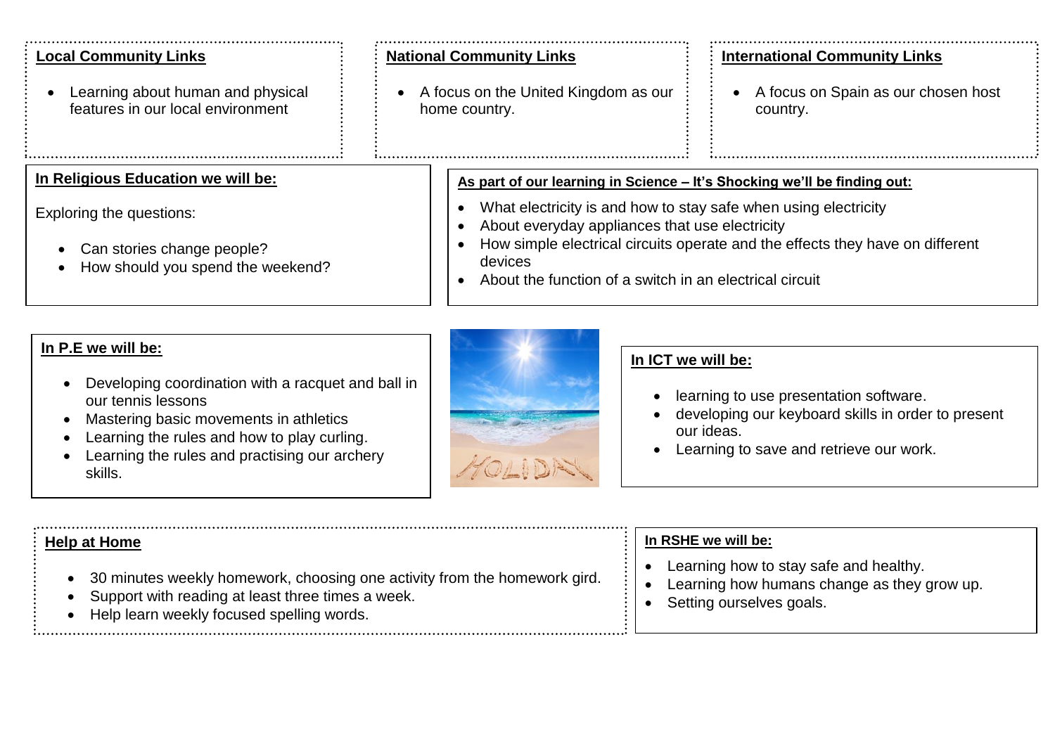**Local Community Links**

- Learning about human and physical features in our local environment

**National Community Links**

- A focus on the United Kingdom as our home country.

**International Community Links**

- A focus on Spain as our chosen host country.

**In Religious Education we will be:**

Exploring the questions:

- Can stories change people?
- How should you spend the weekend?

**As part of our learning in Science – It's Shocking we'll be finding out:**

- What electricity is and how to stay safe when using electricity
- About everyday appliances that use electricity
- How simple electrical circuits operate and the effects they have on different devices
- About the function of a switch in an electrical circuit

**In P.E we will be:**

- Developing coordination with a racquet and ball in our tennis lessons
- Mastering basic movements in athletics
- Learning the rules and how to play curling.
- Learning the rules and practising our archery skills.

**In ICT we will be:**

- learning to use presentation software.
- developing our keyboard skills in order to present our ideas.
- Learning to save and retrieve our work.

**Help at Home**

- 30 minutes weekly homework, choosing one activity from the homework gird.
- Support with reading at least three times a week.
- Help learn weekly focused spelling words.

**In RSHE we will be:**

- Learning how to stay safe and healthy.
- Learning how humans change as they grow up.
- Setting ourselves goals.